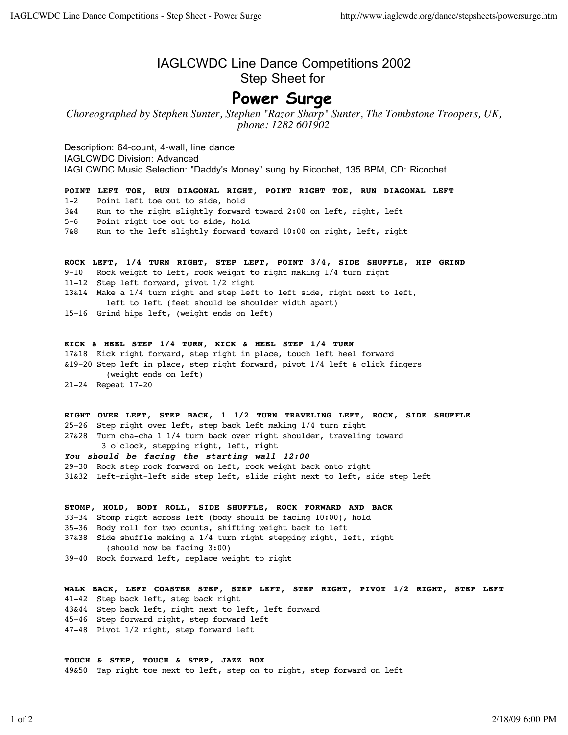# IAGLCWDC Line Dance Competitions 2002
## Step Sheet for
# Power Surge

*Choreographed by Stephen Sunter, Stephen "Razor Sharp" Sunter, The Tombstone Troopers, UK, phone: 1282 601902*

Description: 64-count, 4-wall, line dance
IAGLCWDC Division: Advanced
IAGLCWDC Music Selection: "Daddy's Money" sung by Ricochet, 135 BPM, CD: Ricochet

**POINT LEFT TOE, RUN DIAGONAL RIGHT, POINT RIGHT TOE, RUN DIAGONAL LEFT**

```
1-2    Point left toe out to side, hold
3&4    Run to the right slightly forward toward 2:00 on left, right, left
5-6    Point right toe out to side, hold
7&8    Run to the left slightly forward toward 10:00 on right, left, right
```

**ROCK LEFT, 1/4 TURN RIGHT, STEP LEFT, POINT 3/4, SIDE SHUFFLE, HIP GRIND**

```
9-10   Rock weight to left, rock weight to right making 1/4 turn right
11-12  Step left forward, pivot 1/2 right
13&14  Make a 1/4 turn right and step left to left side, right next to left,
         left to left (feet should be shoulder width apart)
15-16  Grind hips left, (weight ends on left)
```

**KICK & HEEL STEP 1/4 TURN, KICK & HEEL STEP 1/4 TURN**

```
17&18  Kick right forward, step right in place, touch left heel forward
&19-20 Step left in place, step right forward, pivot 1/4 left & click fingers
         (weight ends on left)
21-24  Repeat 17-20
```

**RIGHT OVER LEFT, STEP BACK, 1 1/2 TURN TRAVELING LEFT, ROCK, SIDE SHUFFLE**

```
25-26  Step right over left, step back left making 1/4 turn right
27&28  Turn cha-cha 1 1/4 turn back over right shoulder, traveling toward
        3 o'clock, stepping right, left, right
```

***You should be facing the starting wall 12:00***

```
29-30  Rock step rock forward on left, rock weight back onto right
31&32  Left-right-left side step left, slide right next to left, side step left
```

**STOMP, HOLD, BODY ROLL, SIDE SHUFFLE, ROCK FORWARD AND BACK**

```
33-34  Stomp right across left (body should be facing 10:00), hold
35-36  Body roll for two counts, shifting weight back to left
37&38  Side shuffle making a 1/4 turn right stepping right, left, right
         (should now be facing 3:00)
39-40  Rock forward left, replace weight to right
```

**WALK BACK, LEFT COASTER STEP, STEP LEFT, STEP RIGHT, PIVOT 1/2 RIGHT, STEP LEFT**

```
41-42  Step back left, step back right
43&44  Step back left, right next to left, left forward
45-46  Step forward right, step forward left
47-48  Pivot 1/2 right, step forward left
```

**TOUCH & STEP, TOUCH & STEP, JAZZ BOX**

```
49&50  Tap right toe next to left, step on to right, step forward on left
```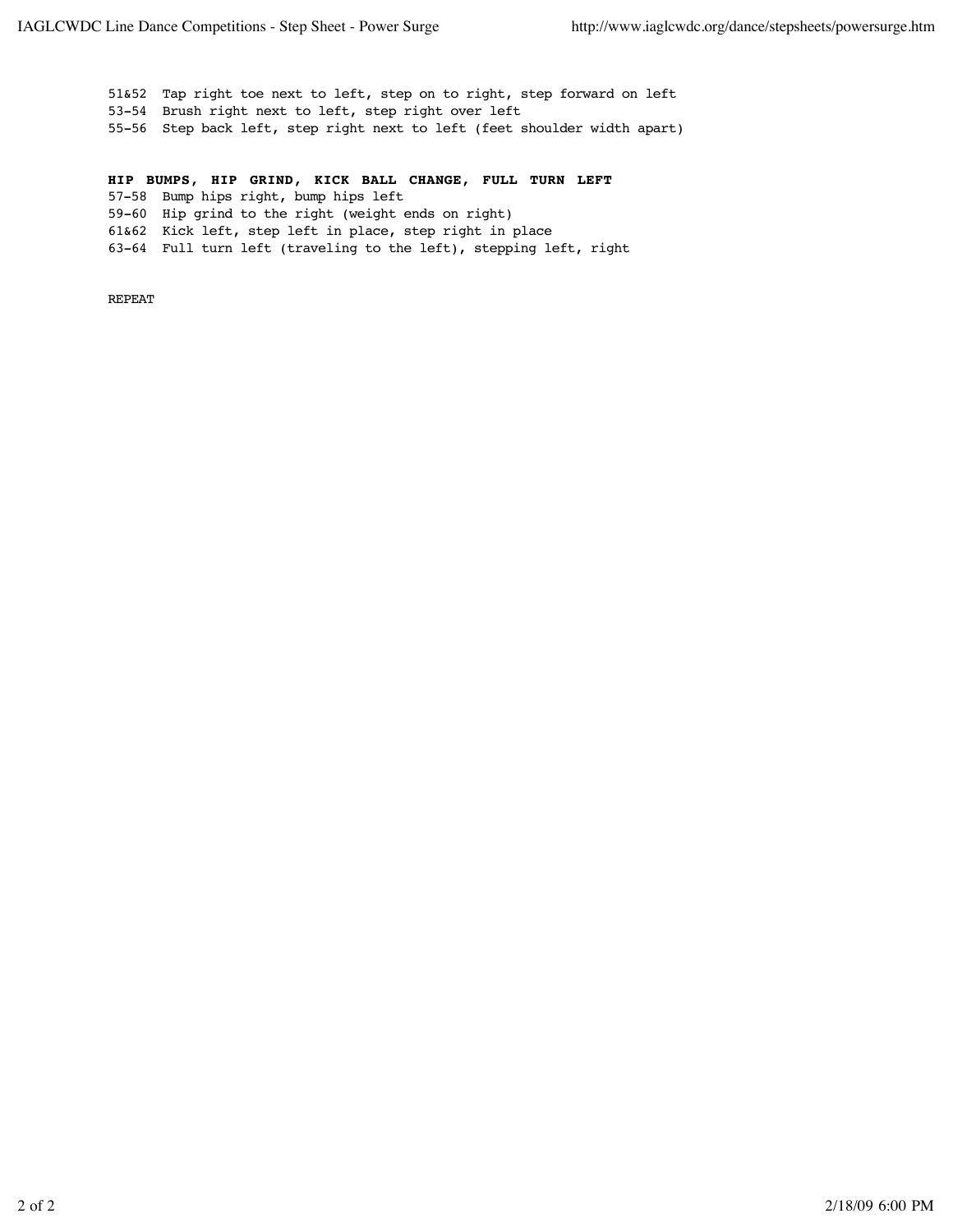51&52 Tap right toe next to left, step on to right, step forward on left
53-54 Brush right next to left, step right over left
55-56 Step back left, step right next to left (feet shoulder width apart)

**HIP BUMPS, HIP GRIND, KICK BALL CHANGE, FULL TURN LEFT**

57-58 Bump hips right, bump hips left
59-60 Hip grind to the right (weight ends on right)
61&62 Kick left, step left in place, step right in place
63-64 Full turn left (traveling to the left), stepping left, right

REPEAT